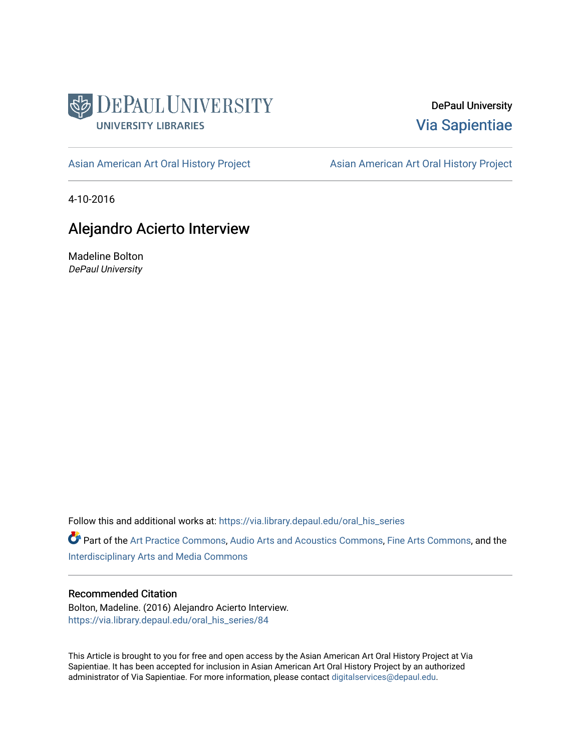DePaul University Libraries

DePaul University
Via Sapientiae

Asian American Art Oral History Project | Asian American Art Oral History Project

4-10-2016

# Alejandro Acierto Interview

Madeline Bolton
*DePaul University*

Follow this and additional works at: https://via.library.depaul.edu/oral_his_series

Part of the Art Practice Commons, Audio Arts and Acoustics Commons, Fine Arts Commons, and the Interdisciplinary Arts and Media Commons

## Recommended Citation

Bolton, Madeline. (2016) Alejandro Acierto Interview.
https://via.library.depaul.edu/oral_his_series/84

This Article is brought to you for free and open access by the Asian American Art Oral History Project at Via Sapientiae. It has been accepted for inclusion in Asian American Art Oral History Project by an authorized administrator of Via Sapientiae. For more information, please contact digitalservices@depaul.edu.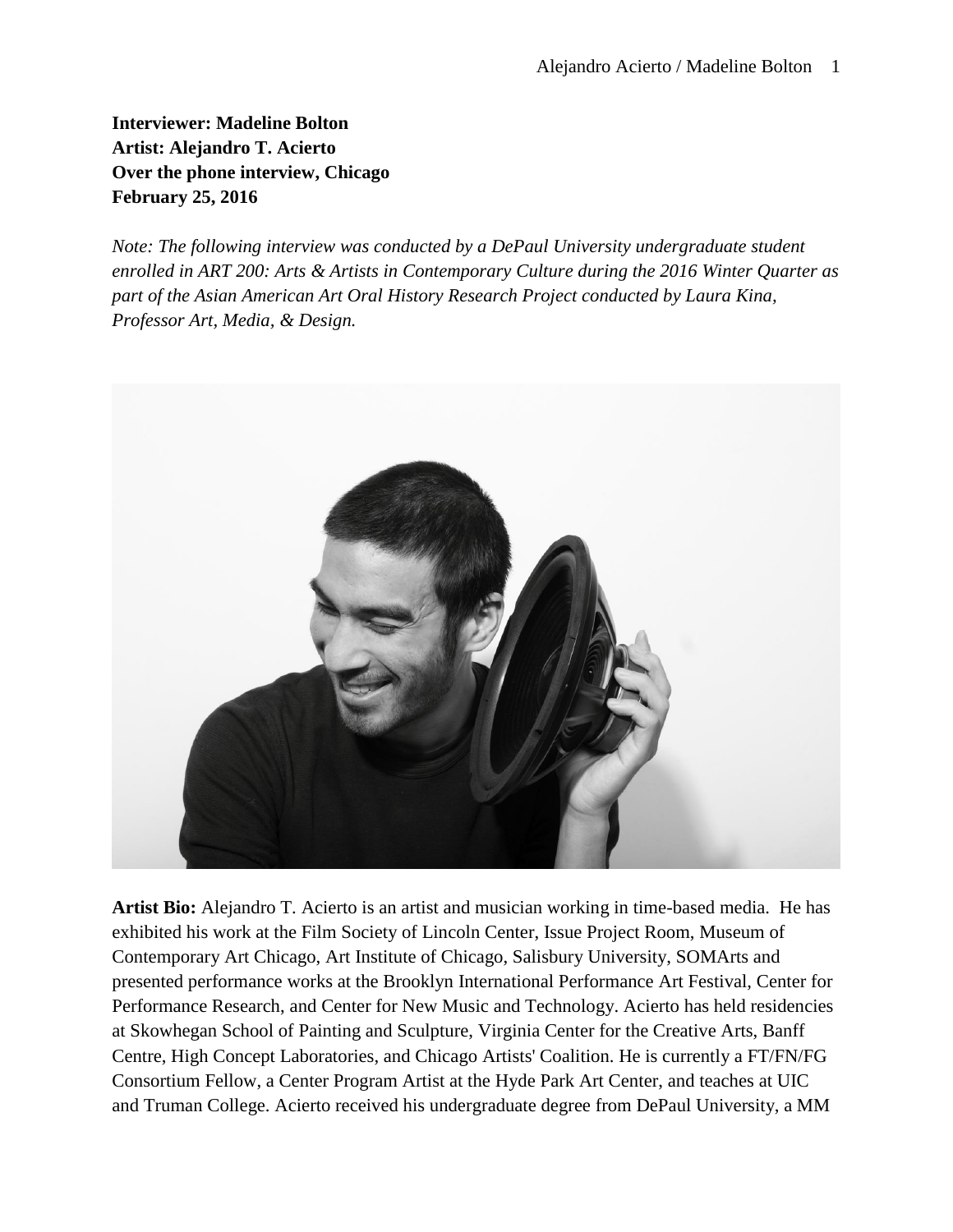**Interviewer: Madeline Bolton**
**Artist: Alejandro T. Acierto**
**Over the phone interview, Chicago**
**February 25, 2016**

*Note: The following interview was conducted by a DePaul University undergraduate student enrolled in ART 200: Arts & Artists in Contemporary Culture during the 2016 Winter Quarter as part of the Asian American Art Oral History Research Project conducted by Laura Kina, Professor Art, Media, & Design.*

**Artist Bio:** Alejandro T. Acierto is an artist and musician working in time-based media. He has exhibited his work at the Film Society of Lincoln Center, Issue Project Room, Museum of Contemporary Art Chicago, Art Institute of Chicago, Salisbury University, SOMArts and presented performance works at the Brooklyn International Performance Art Festival, Center for Performance Research, and Center for New Music and Technology. Acierto has held residencies at Skowhegan School of Painting and Sculpture, Virginia Center for the Creative Arts, Banff Centre, High Concept Laboratories, and Chicago Artists' Coalition. He is currently a FT/FN/FG Consortium Fellow, a Center Program Artist at the Hyde Park Art Center, and teaches at UIC and Truman College. Acierto received his undergraduate degree from DePaul University, a MM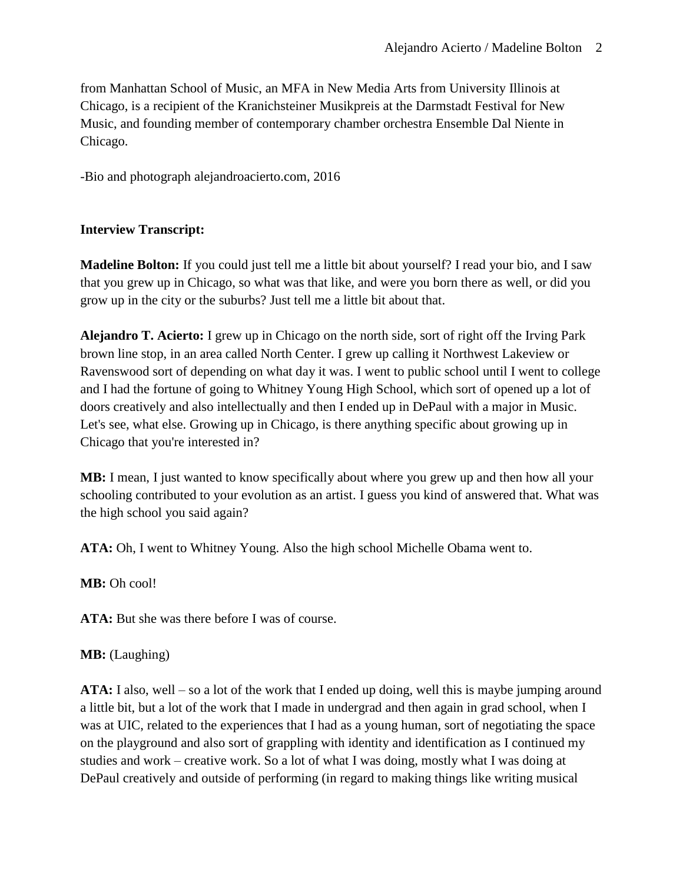from Manhattan School of Music, an MFA in New Media Arts from University Illinois at Chicago, is a recipient of the Kranichsteiner Musikpreis at the Darmstadt Festival for New Music, and founding member of contemporary chamber orchestra Ensemble Dal Niente in Chicago.

-Bio and photograph alejandroacierto.com, 2016

**Interview Transcript:**

**Madeline Bolton:** If you could just tell me a little bit about yourself? I read your bio, and I saw that you grew up in Chicago, so what was that like, and were you born there as well, or did you grow up in the city or the suburbs? Just tell me a little bit about that.

**Alejandro T. Acierto:** I grew up in Chicago on the north side, sort of right off the Irving Park brown line stop, in an area called North Center. I grew up calling it Northwest Lakeview or Ravenswood sort of depending on what day it was. I went to public school until I went to college and I had the fortune of going to Whitney Young High School, which sort of opened up a lot of doors creatively and also intellectually and then I ended up in DePaul with a major in Music. Let's see, what else. Growing up in Chicago, is there anything specific about growing up in Chicago that you're interested in?

**MB:** I mean, I just wanted to know specifically about where you grew up and then how all your schooling contributed to your evolution as an artist. I guess you kind of answered that. What was the high school you said again?

**ATA:** Oh, I went to Whitney Young. Also the high school Michelle Obama went to.

**MB:** Oh cool!

**ATA:** But she was there before I was of course.

**MB:** (Laughing)

**ATA:** I also, well – so a lot of the work that I ended up doing, well this is maybe jumping around a little bit, but a lot of the work that I made in undergrad and then again in grad school, when I was at UIC, related to the experiences that I had as a young human, sort of negotiating the space on the playground and also sort of grappling with identity and identification as I continued my studies and work – creative work. So a lot of what I was doing, mostly what I was doing at DePaul creatively and outside of performing (in regard to making things like writing musical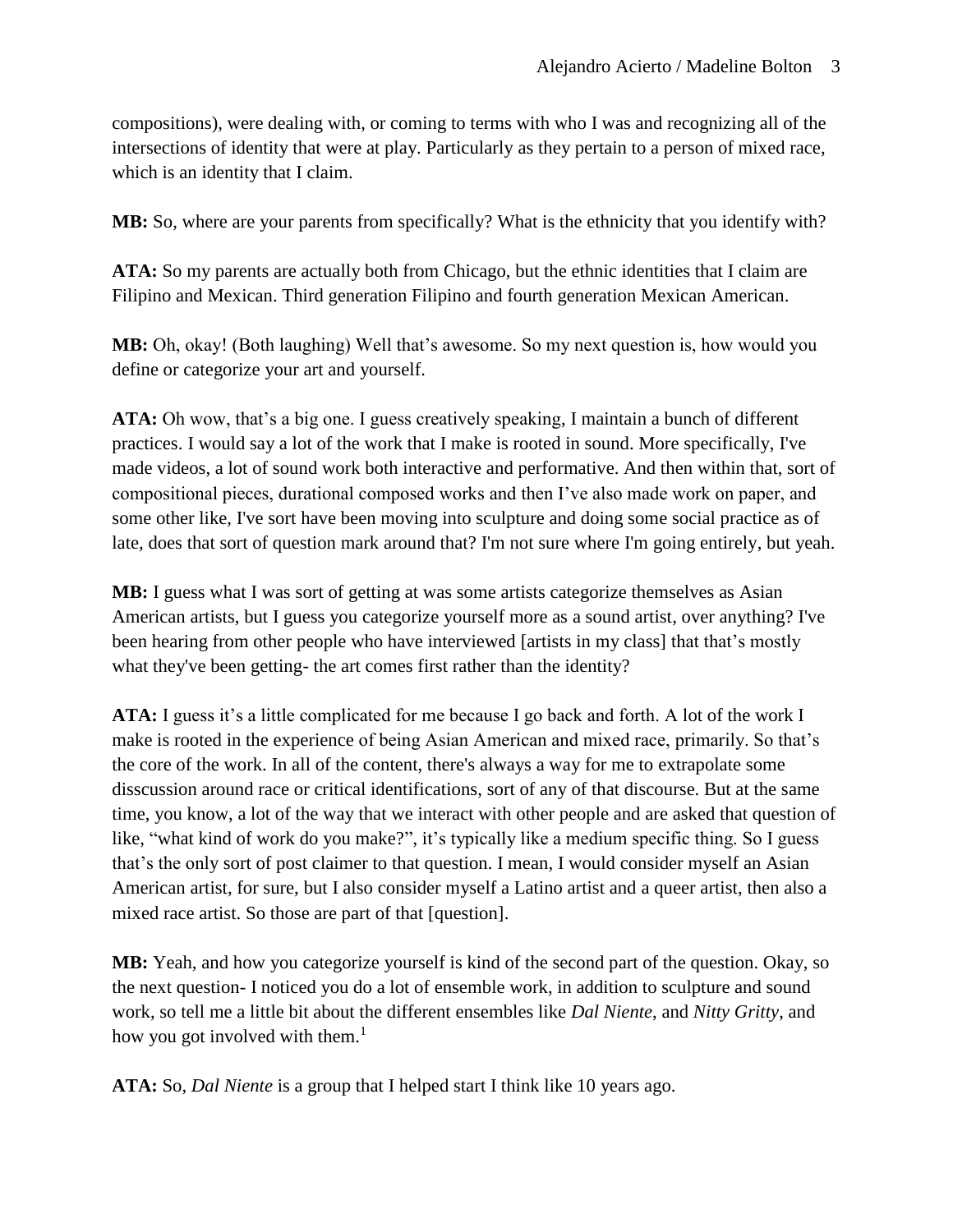compositions), were dealing with, or coming to terms with who I was and recognizing all of the intersections of identity that were at play. Particularly as they pertain to a person of mixed race, which is an identity that I claim.

**MB:** So, where are your parents from specifically? What is the ethnicity that you identify with?

**ATA:** So my parents are actually both from Chicago, but the ethnic identities that I claim are Filipino and Mexican. Third generation Filipino and fourth generation Mexican American.

**MB:** Oh, okay! (Both laughing) Well that's awesome. So my next question is, how would you define or categorize your art and yourself.

**ATA:** Oh wow, that's a big one. I guess creatively speaking, I maintain a bunch of different practices. I would say a lot of the work that I make is rooted in sound. More specifically, I've made videos, a lot of sound work both interactive and performative. And then within that, sort of compositional pieces, durational composed works and then I've also made work on paper, and some other like, I've sort have been moving into sculpture and doing some social practice as of late, does that sort of question mark around that? I'm not sure where I'm going entirely, but yeah.

**MB:** I guess what I was sort of getting at was some artists categorize themselves as Asian American artists, but I guess you categorize yourself more as a sound artist, over anything? I've been hearing from other people who have interviewed [artists in my class] that that's mostly what they've been getting- the art comes first rather than the identity?

**ATA:** I guess it's a little complicated for me because I go back and forth. A lot of the work I make is rooted in the experience of being Asian American and mixed race, primarily. So that's the core of the work. In all of the content, there's always a way for me to extrapolate some disscussion around race or critical identifications, sort of any of that discourse. But at the same time, you know, a lot of the way that we interact with other people and are asked that question of like, "what kind of work do you make?", it's typically like a medium specific thing. So I guess that's the only sort of post claimer to that question. I mean, I would consider myself an Asian American artist, for sure, but I also consider myself a Latino artist and a queer artist, then also a mixed race artist. So those are part of that [question].

**MB:** Yeah, and how you categorize yourself is kind of the second part of the question. Okay, so the next question- I noticed you do a lot of ensemble work, in addition to sculpture and sound work, so tell me a little bit about the different ensembles like *Dal Niente*, and *Nitty Gritty*, and how you got involved with them.[1]

**ATA:** So, *Dal Niente* is a group that I helped start I think like 10 years ago.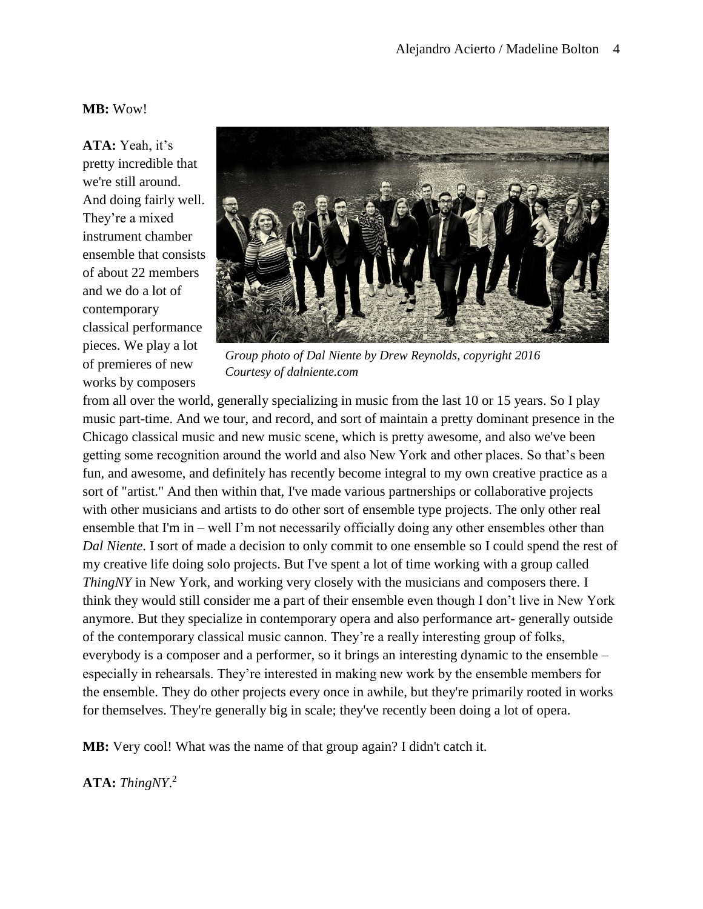**MB:** Wow!

**ATA:** Yeah, it's pretty incredible that we're still around. And doing fairly well. They're a mixed instrument chamber ensemble that consists of about 22 members and we do a lot of contemporary classical performance pieces. We play a lot of premieres of new works by composers from all over the world, generally specializing in music from the last 10 or 15 years. So I play music part-time. And we tour, and record, and sort of maintain a pretty dominant presence in the Chicago classical music and new music scene, which is pretty awesome, and also we've been getting some recognition around the world and also New York and other places. So that's been fun, and awesome, and definitely has recently become integral to my own creative practice as a sort of "artist." And then within that, I've made various partnerships or collaborative projects with other musicians and artists to do other sort of ensemble type projects. The only other real ensemble that I'm in – well I'm not necessarily officially doing any other ensembles other than *Dal Niente*. I sort of made a decision to only commit to one ensemble so I could spend the rest of my creative life doing solo projects. But I've spent a lot of time working with a group called *ThingNY* in New York, and working very closely with the musicians and composers there. I think they would still consider me a part of their ensemble even though I don't live in New York anymore. But they specialize in contemporary opera and also performance art- generally outside of the contemporary classical music cannon. They're a really interesting group of folks, everybody is a composer and a performer, so it brings an interesting dynamic to the ensemble – especially in rehearsals. They're interested in making new work by the ensemble members for the ensemble. They do other projects every once in awhile, but they're primarily rooted in works for themselves. They're generally big in scale; they've recently been doing a lot of opera.

*Group photo of Dal Niente by Drew Reynolds, copyright 2016*
*Courtesy of dalniente.com*

**MB:** Very cool! What was the name of that group again? I didn't catch it.

**ATA:** *ThingNY*.[2]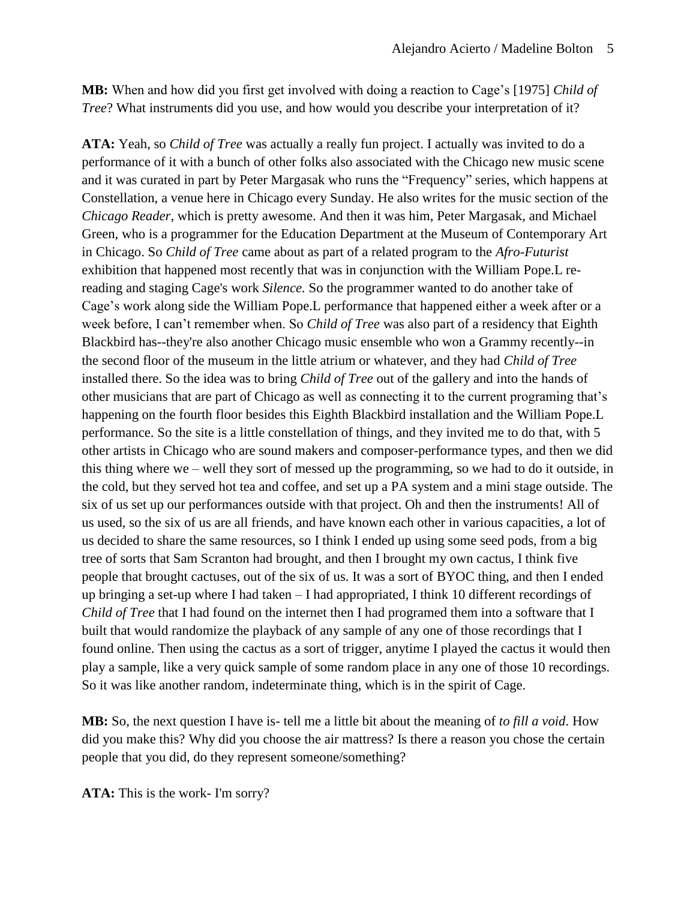**MB:** When and how did you first get involved with doing a reaction to Cage's [1975] *Child of Tree*? What instruments did you use, and how would you describe your interpretation of it?

**ATA:** Yeah, so *Child of Tree* was actually a really fun project. I actually was invited to do a performance of it with a bunch of other folks also associated with the Chicago new music scene and it was curated in part by Peter Margasak who runs the "Frequency" series, which happens at Constellation, a venue here in Chicago every Sunday. He also writes for the music section of the *Chicago Reader*, which is pretty awesome. And then it was him, Peter Margasak, and Michael Green, who is a programmer for the Education Department at the Museum of Contemporary Art in Chicago. So *Child of Tree* came about as part of a related program to the *Afro-Futurist* exhibition that happened most recently that was in conjunction with the William Pope.L re-reading and staging Cage's work *Silence.* So the programmer wanted to do another take of Cage's work along side the William Pope.L performance that happened either a week after or a week before, I can't remember when. So *Child of Tree* was also part of a residency that Eighth Blackbird has--they're also another Chicago music ensemble who won a Grammy recently--in the second floor of the museum in the little atrium or whatever, and they had *Child of Tree* installed there. So the idea was to bring *Child of Tree* out of the gallery and into the hands of other musicians that are part of Chicago as well as connecting it to the current programing that's happening on the fourth floor besides this Eighth Blackbird installation and the William Pope.L performance. So the site is a little constellation of things, and they invited me to do that, with 5 other artists in Chicago who are sound makers and composer-performance types, and then we did this thing where we – well they sort of messed up the programming, so we had to do it outside, in the cold, but they served hot tea and coffee, and set up a PA system and a mini stage outside. The six of us set up our performances outside with that project. Oh and then the instruments! All of us used, so the six of us are all friends, and have known each other in various capacities, a lot of us decided to share the same resources, so I think I ended up using some seed pods, from a big tree of sorts that Sam Scranton had brought, and then I brought my own cactus, I think five people that brought cactuses, out of the six of us. It was a sort of BYOC thing, and then I ended up bringing a set-up where I had taken – I had appropriated, I think 10 different recordings of *Child of Tree* that I had found on the internet then I had programed them into a software that I built that would randomize the playback of any sample of any one of those recordings that I found online. Then using the cactus as a sort of trigger, anytime I played the cactus it would then play a sample, like a very quick sample of some random place in any one of those 10 recordings. So it was like another random, indeterminate thing, which is in the spirit of Cage.

**MB:** So, the next question I have is- tell me a little bit about the meaning of *to fill a void*. How did you make this? Why did you choose the air mattress? Is there a reason you chose the certain people that you did, do they represent someone/something?

**ATA:** This is the work- I'm sorry?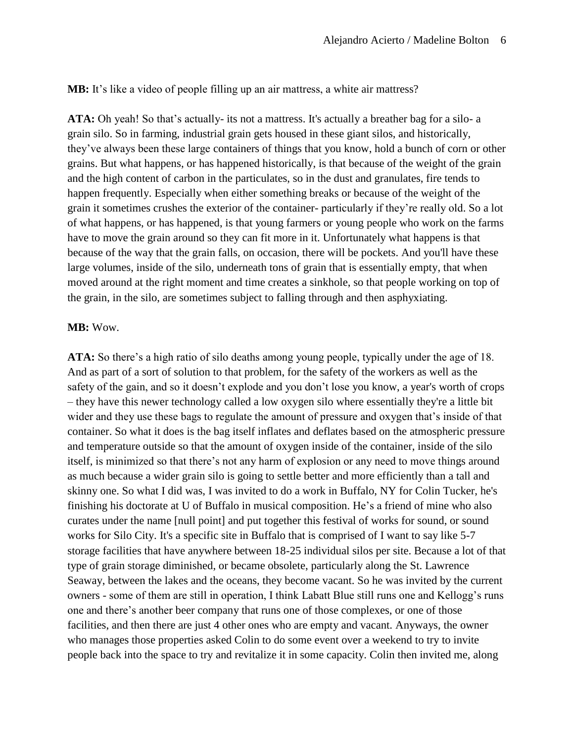**MB:** It's like a video of people filling up an air mattress, a white air mattress?

**ATA:** Oh yeah! So that's actually- its not a mattress. It's actually a breather bag for a silo- a grain silo. So in farming, industrial grain gets housed in these giant silos, and historically, they've always been these large containers of things that you know, hold a bunch of corn or other grains. But what happens, or has happened historically, is that because of the weight of the grain and the high content of carbon in the particulates, so in the dust and granulates, fire tends to happen frequently. Especially when either something breaks or because of the weight of the grain it sometimes crushes the exterior of the container- particularly if they're really old. So a lot of what happens, or has happened, is that young farmers or young people who work on the farms have to move the grain around so they can fit more in it. Unfortunately what happens is that because of the way that the grain falls, on occasion, there will be pockets. And you'll have these large volumes, inside of the silo, underneath tons of grain that is essentially empty, that when moved around at the right moment and time creates a sinkhole, so that people working on top of the grain, in the silo, are sometimes subject to falling through and then asphyxiating.

**MB:** Wow.

**ATA:** So there's a high ratio of silo deaths among young people, typically under the age of 18. And as part of a sort of solution to that problem, for the safety of the workers as well as the safety of the gain, and so it doesn't explode and you don't lose you know, a year's worth of crops – they have this newer technology called a low oxygen silo where essentially they're a little bit wider and they use these bags to regulate the amount of pressure and oxygen that's inside of that container. So what it does is the bag itself inflates and deflates based on the atmospheric pressure and temperature outside so that the amount of oxygen inside of the container, inside of the silo itself, is minimized so that there's not any harm of explosion or any need to move things around as much because a wider grain silo is going to settle better and more efficiently than a tall and skinny one. So what I did was, I was invited to do a work in Buffalo, NY for Colin Tucker, he's finishing his doctorate at U of Buffalo in musical composition. He's a friend of mine who also curates under the name [null point] and put together this festival of works for sound, or sound works for Silo City. It's a specific site in Buffalo that is comprised of I want to say like 5-7 storage facilities that have anywhere between 18-25 individual silos per site. Because a lot of that type of grain storage diminished, or became obsolete, particularly along the St. Lawrence Seaway, between the lakes and the oceans, they become vacant. So he was invited by the current owners - some of them are still in operation, I think Labatt Blue still runs one and Kellogg's runs one and there's another beer company that runs one of those complexes, or one of those facilities, and then there are just 4 other ones who are empty and vacant. Anyways, the owner who manages those properties asked Colin to do some event over a weekend to try to invite people back into the space to try and revitalize it in some capacity. Colin then invited me, along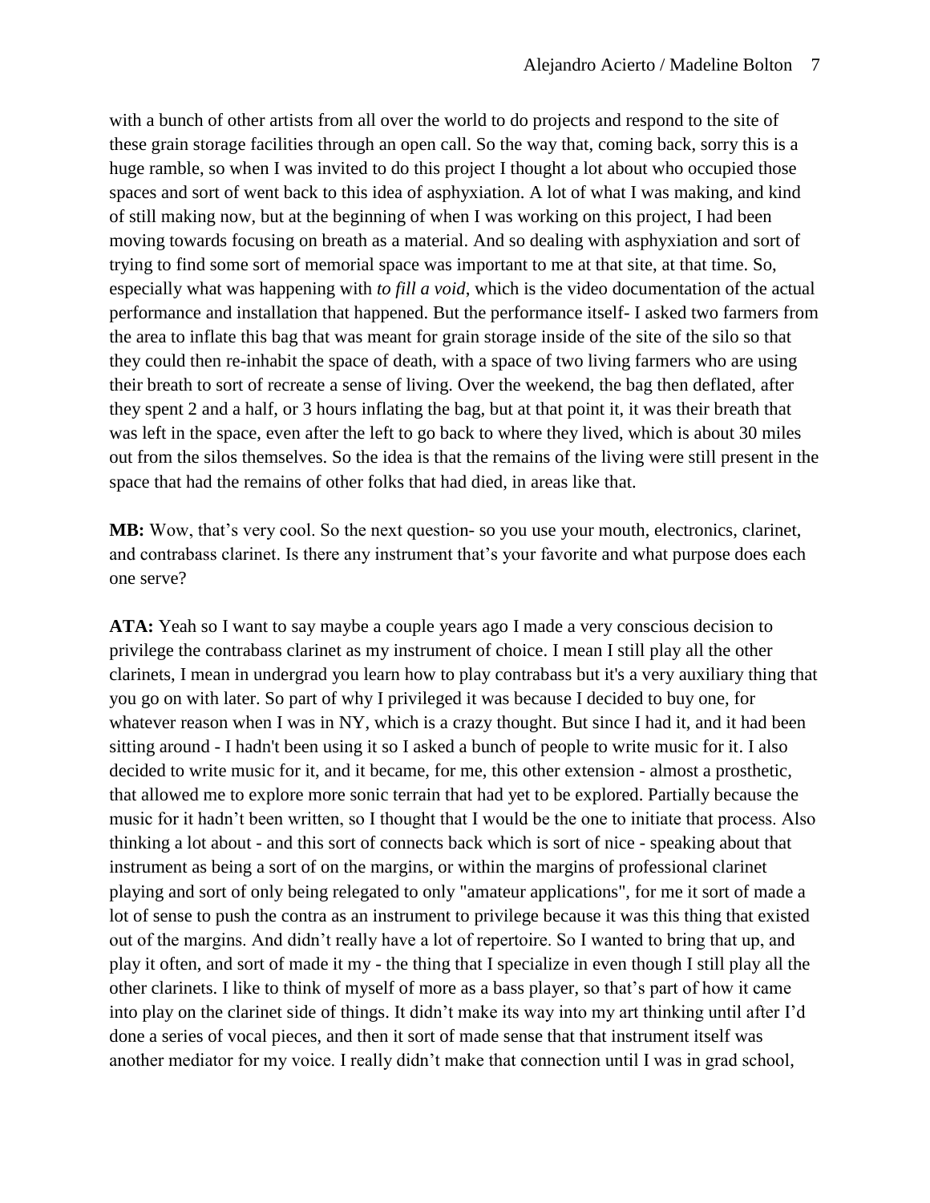with a bunch of other artists from all over the world to do projects and respond to the site of these grain storage facilities through an open call. So the way that, coming back, sorry this is a huge ramble, so when I was invited to do this project I thought a lot about who occupied those spaces and sort of went back to this idea of asphyxiation. A lot of what I was making, and kind of still making now, but at the beginning of when I was working on this project, I had been moving towards focusing on breath as a material. And so dealing with asphyxiation and sort of trying to find some sort of memorial space was important to me at that site, at that time. So, especially what was happening with *to fill a void*, which is the video documentation of the actual performance and installation that happened. But the performance itself- I asked two farmers from the area to inflate this bag that was meant for grain storage inside of the site of the silo so that they could then re-inhabit the space of death, with a space of two living farmers who are using their breath to sort of recreate a sense of living. Over the weekend, the bag then deflated, after they spent 2 and a half, or 3 hours inflating the bag, but at that point it, it was their breath that was left in the space, even after the left to go back to where they lived, which is about 30 miles out from the silos themselves. So the idea is that the remains of the living were still present in the space that had the remains of other folks that had died, in areas like that.

**MB:** Wow, that's very cool. So the next question- so you use your mouth, electronics, clarinet, and contrabass clarinet. Is there any instrument that's your favorite and what purpose does each one serve?

**ATA:** Yeah so I want to say maybe a couple years ago I made a very conscious decision to privilege the contrabass clarinet as my instrument of choice. I mean I still play all the other clarinets, I mean in undergrad you learn how to play contrabass but it's a very auxiliary thing that you go on with later. So part of why I privileged it was because I decided to buy one, for whatever reason when I was in NY, which is a crazy thought. But since I had it, and it had been sitting around - I hadn't been using it so I asked a bunch of people to write music for it. I also decided to write music for it, and it became, for me, this other extension - almost a prosthetic, that allowed me to explore more sonic terrain that had yet to be explored. Partially because the music for it hadn't been written, so I thought that I would be the one to initiate that process. Also thinking a lot about - and this sort of connects back which is sort of nice - speaking about that instrument as being a sort of on the margins, or within the margins of professional clarinet playing and sort of only being relegated to only "amateur applications", for me it sort of made a lot of sense to push the contra as an instrument to privilege because it was this thing that existed out of the margins. And didn't really have a lot of repertoire. So I wanted to bring that up, and play it often, and sort of made it my - the thing that I specialize in even though I still play all the other clarinets. I like to think of myself of more as a bass player, so that's part of how it came into play on the clarinet side of things. It didn't make its way into my art thinking until after I'd done a series of vocal pieces, and then it sort of made sense that that instrument itself was another mediator for my voice. I really didn't make that connection until I was in grad school,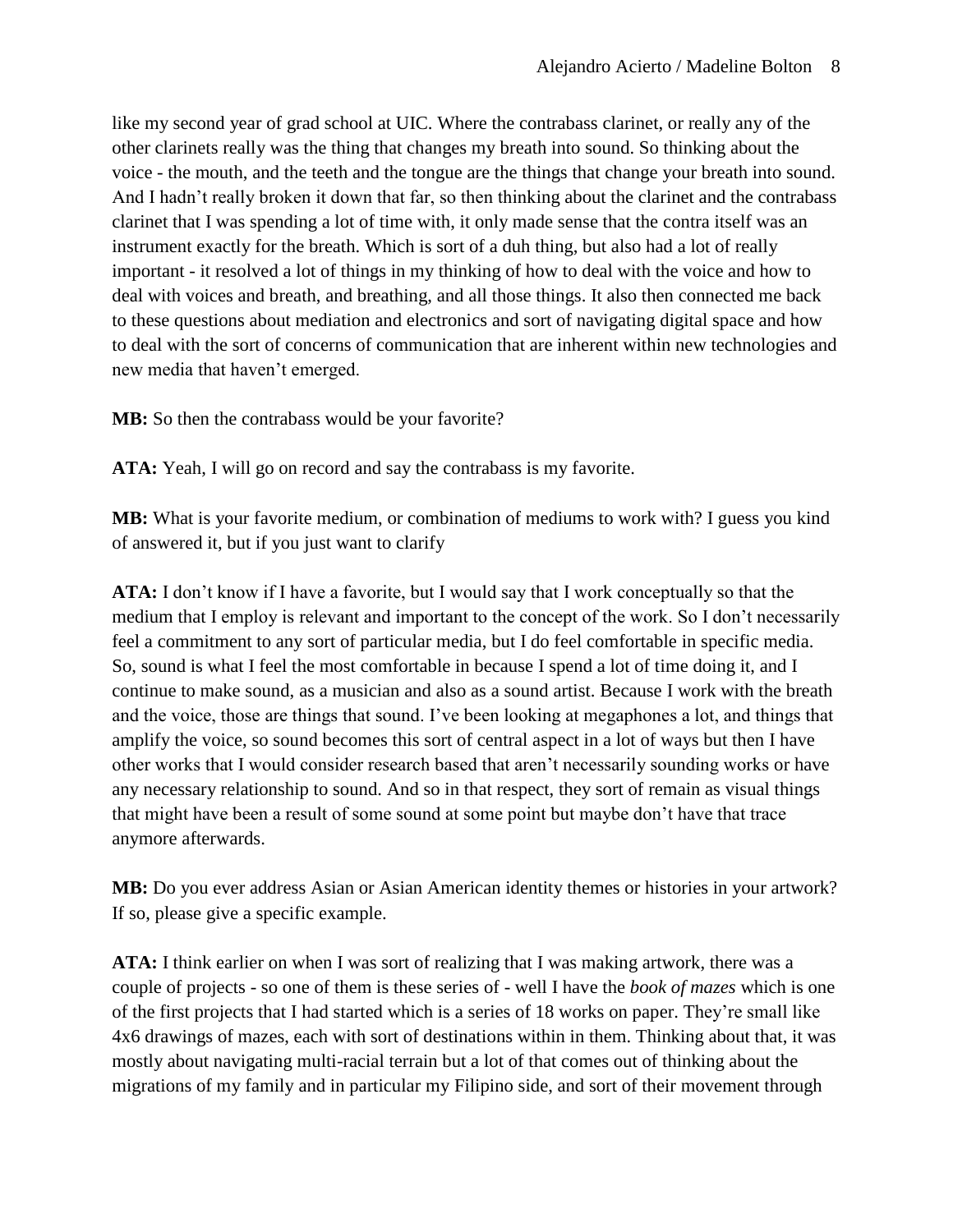like my second year of grad school at UIC. Where the contrabass clarinet, or really any of the other clarinets really was the thing that changes my breath into sound. So thinking about the voice - the mouth, and the teeth and the tongue are the things that change your breath into sound. And I hadn't really broken it down that far, so then thinking about the clarinet and the contrabass clarinet that I was spending a lot of time with, it only made sense that the contra itself was an instrument exactly for the breath. Which is sort of a duh thing, but also had a lot of really important - it resolved a lot of things in my thinking of how to deal with the voice and how to deal with voices and breath, and breathing, and all those things. It also then connected me back to these questions about mediation and electronics and sort of navigating digital space and how to deal with the sort of concerns of communication that are inherent within new technologies and new media that haven't emerged.

**MB:** So then the contrabass would be your favorite?

**ATA:** Yeah, I will go on record and say the contrabass is my favorite.

**MB:** What is your favorite medium, or combination of mediums to work with? I guess you kind of answered it, but if you just want to clarify

**ATA:** I don't know if I have a favorite, but I would say that I work conceptually so that the medium that I employ is relevant and important to the concept of the work. So I don't necessarily feel a commitment to any sort of particular media, but I do feel comfortable in specific media. So, sound is what I feel the most comfortable in because I spend a lot of time doing it, and I continue to make sound, as a musician and also as a sound artist. Because I work with the breath and the voice, those are things that sound. I've been looking at megaphones a lot, and things that amplify the voice, so sound becomes this sort of central aspect in a lot of ways but then I have other works that I would consider research based that aren't necessarily sounding works or have any necessary relationship to sound. And so in that respect, they sort of remain as visual things that might have been a result of some sound at some point but maybe don't have that trace anymore afterwards.

**MB:** Do you ever address Asian or Asian American identity themes or histories in your artwork? If so, please give a specific example.

**ATA:** I think earlier on when I was sort of realizing that I was making artwork, there was a couple of projects - so one of them is these series of - well I have the *book of mazes* which is one of the first projects that I had started which is a series of 18 works on paper. They're small like 4x6 drawings of mazes, each with sort of destinations within in them. Thinking about that, it was mostly about navigating multi-racial terrain but a lot of that comes out of thinking about the migrations of my family and in particular my Filipino side, and sort of their movement through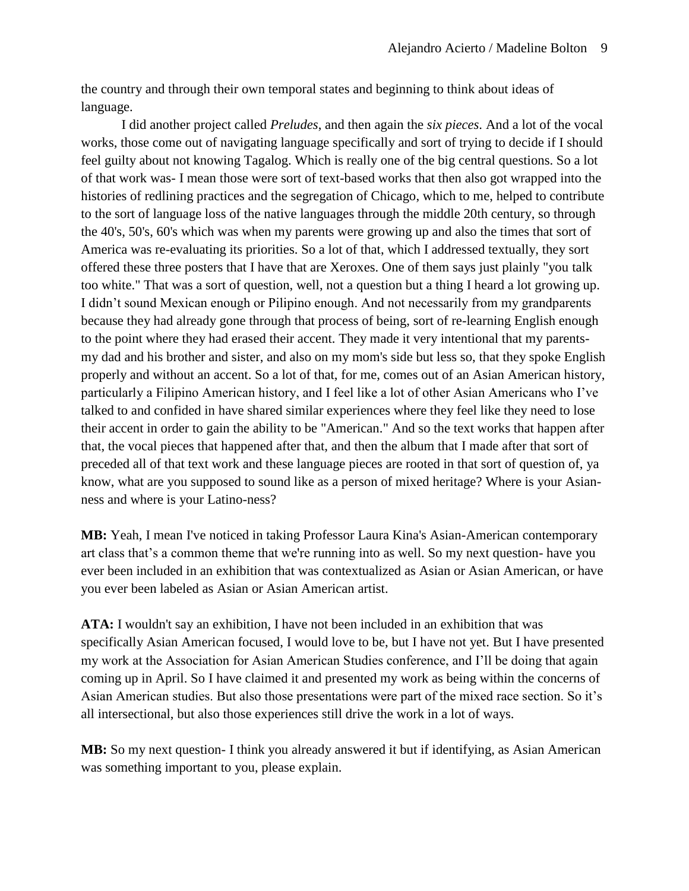the country and through their own temporal states and beginning to think about ideas of language.

I did another project called *Preludes*, and then again the *six pieces*. And a lot of the vocal works, those come out of navigating language specifically and sort of trying to decide if I should feel guilty about not knowing Tagalog. Which is really one of the big central questions. So a lot of that work was- I mean those were sort of text-based works that then also got wrapped into the histories of redlining practices and the segregation of Chicago, which to me, helped to contribute to the sort of language loss of the native languages through the middle 20th century, so through the 40's, 50's, 60's which was when my parents were growing up and also the times that sort of America was re-evaluating its priorities. So a lot of that, which I addressed textually, they sort offered these three posters that I have that are Xeroxes. One of them says just plainly "you talk too white." That was a sort of question, well, not a question but a thing I heard a lot growing up. I didn't sound Mexican enough or Pilipino enough. And not necessarily from my grandparents because they had already gone through that process of being, sort of re-learning English enough to the point where they had erased their accent. They made it very intentional that my parents- my dad and his brother and sister, and also on my mom's side but less so, that they spoke English properly and without an accent. So a lot of that, for me, comes out of an Asian American history, particularly a Filipino American history, and I feel like a lot of other Asian Americans who I've talked to and confided in have shared similar experiences where they feel like they need to lose their accent in order to gain the ability to be "American." And so the text works that happen after that, the vocal pieces that happened after that, and then the album that I made after that sort of preceded all of that text work and these language pieces are rooted in that sort of question of, ya know, what are you supposed to sound like as a person of mixed heritage? Where is your Asian-ness and where is your Latino-ness?

**MB:** Yeah, I mean I've noticed in taking Professor Laura Kina's Asian-American contemporary art class that's a common theme that we're running into as well. So my next question- have you ever been included in an exhibition that was contextualized as Asian or Asian American, or have you ever been labeled as Asian or Asian American artist.

**ATA:** I wouldn't say an exhibition, I have not been included in an exhibition that was specifically Asian American focused, I would love to be, but I have not yet. But I have presented my work at the Association for Asian American Studies conference, and I'll be doing that again coming up in April. So I have claimed it and presented my work as being within the concerns of Asian American studies. But also those presentations were part of the mixed race section. So it's all intersectional, but also those experiences still drive the work in a lot of ways.

**MB:** So my next question- I think you already answered it but if identifying, as Asian American was something important to you, please explain.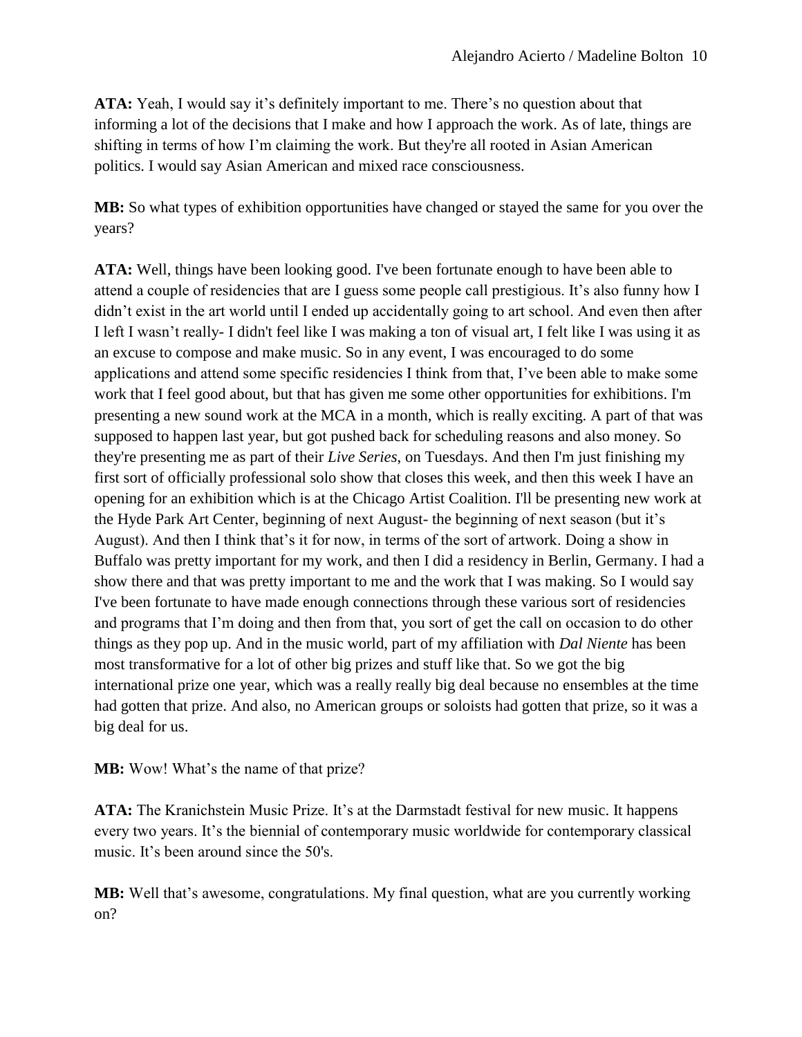**ATA:** Yeah, I would say it's definitely important to me. There's no question about that informing a lot of the decisions that I make and how I approach the work. As of late, things are shifting in terms of how I'm claiming the work. But they're all rooted in Asian American politics. I would say Asian American and mixed race consciousness.

**MB:** So what types of exhibition opportunities have changed or stayed the same for you over the years?

**ATA:** Well, things have been looking good. I've been fortunate enough to have been able to attend a couple of residencies that are I guess some people call prestigious. It's also funny how I didn't exist in the art world until I ended up accidentally going to art school. And even then after I left I wasn't really- I didn't feel like I was making a ton of visual art, I felt like I was using it as an excuse to compose and make music. So in any event, I was encouraged to do some applications and attend some specific residencies I think from that, I've been able to make some work that I feel good about, but that has given me some other opportunities for exhibitions. I'm presenting a new sound work at the MCA in a month, which is really exciting. A part of that was supposed to happen last year, but got pushed back for scheduling reasons and also money. So they're presenting me as part of their *Live Series*, on Tuesdays. And then I'm just finishing my first sort of officially professional solo show that closes this week, and then this week I have an opening for an exhibition which is at the Chicago Artist Coalition. I'll be presenting new work at the Hyde Park Art Center, beginning of next August- the beginning of next season (but it's August). And then I think that's it for now, in terms of the sort of artwork. Doing a show in Buffalo was pretty important for my work, and then I did a residency in Berlin, Germany. I had a show there and that was pretty important to me and the work that I was making. So I would say I've been fortunate to have made enough connections through these various sort of residencies and programs that I'm doing and then from that, you sort of get the call on occasion to do other things as they pop up. And in the music world, part of my affiliation with *Dal Niente* has been most transformative for a lot of other big prizes and stuff like that. So we got the big international prize one year, which was a really really big deal because no ensembles at the time had gotten that prize. And also, no American groups or soloists had gotten that prize, so it was a big deal for us.

**MB:** Wow! What's the name of that prize?

**ATA:** The Kranichstein Music Prize. It's at the Darmstadt festival for new music. It happens every two years. It's the biennial of contemporary music worldwide for contemporary classical music. It's been around since the 50's.

**MB:** Well that's awesome, congratulations. My final question, what are you currently working on?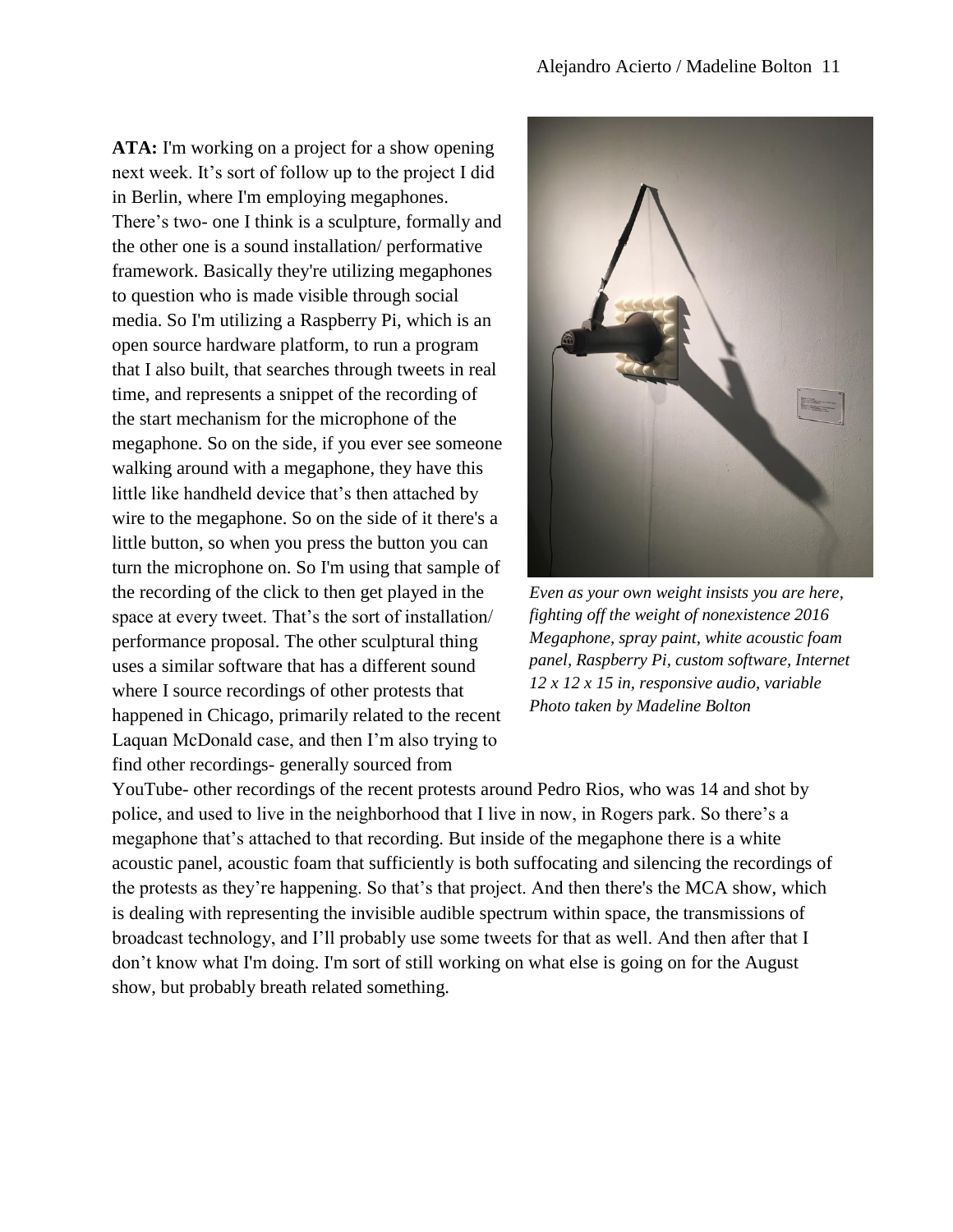**ATA:** I'm working on a project for a show opening next week. It's sort of follow up to the project I did in Berlin, where I'm employing megaphones. There's two- one I think is a sculpture, formally and the other one is a sound installation/ performative framework. Basically they're utilizing megaphones to question who is made visible through social media. So I'm utilizing a Raspberry Pi, which is an open source hardware platform, to run a program that I also built, that searches through tweets in real time, and represents a snippet of the recording of the start mechanism for the microphone of the megaphone. So on the side, if you ever see someone walking around with a megaphone, they have this little like handheld device that's then attached by wire to the megaphone. So on the side of it there's a little button, so when you press the button you can turn the microphone on. So I'm using that sample of the recording of the click to then get played in the space at every tweet. That's the sort of installation/ performance proposal. The other sculptural thing uses a similar software that has a different sound where I source recordings of other protests that happened in Chicago, primarily related to the recent Laquan McDonald case, and then I'm also trying to find other recordings- generally sourced from YouTube- other recordings of the recent protests around Pedro Rios, who was 14 and shot by police, and used to live in the neighborhood that I live in now, in Rogers park. So there's a megaphone that's attached to that recording. But inside of the megaphone there is a white acoustic panel, acoustic foam that sufficiently is both suffocating and silencing the recordings of the protests as they're happening. So that's that project. And then there's the MCA show, which is dealing with representing the invisible audible spectrum within space, the transmissions of broadcast technology, and I'll probably use some tweets for that as well. And then after that I don't know what I'm doing. I'm sort of still working on what else is going on for the August show, but probably breath related something.

*Even as your own weight insists you are here, fighting off the weight of nonexistence 2016*
*Megaphone, spray paint, white acoustic foam panel, Raspberry Pi, custom software, Internet*
*12 x 12 x 15 in, responsive audio, variable*
*Photo taken by Madeline Bolton*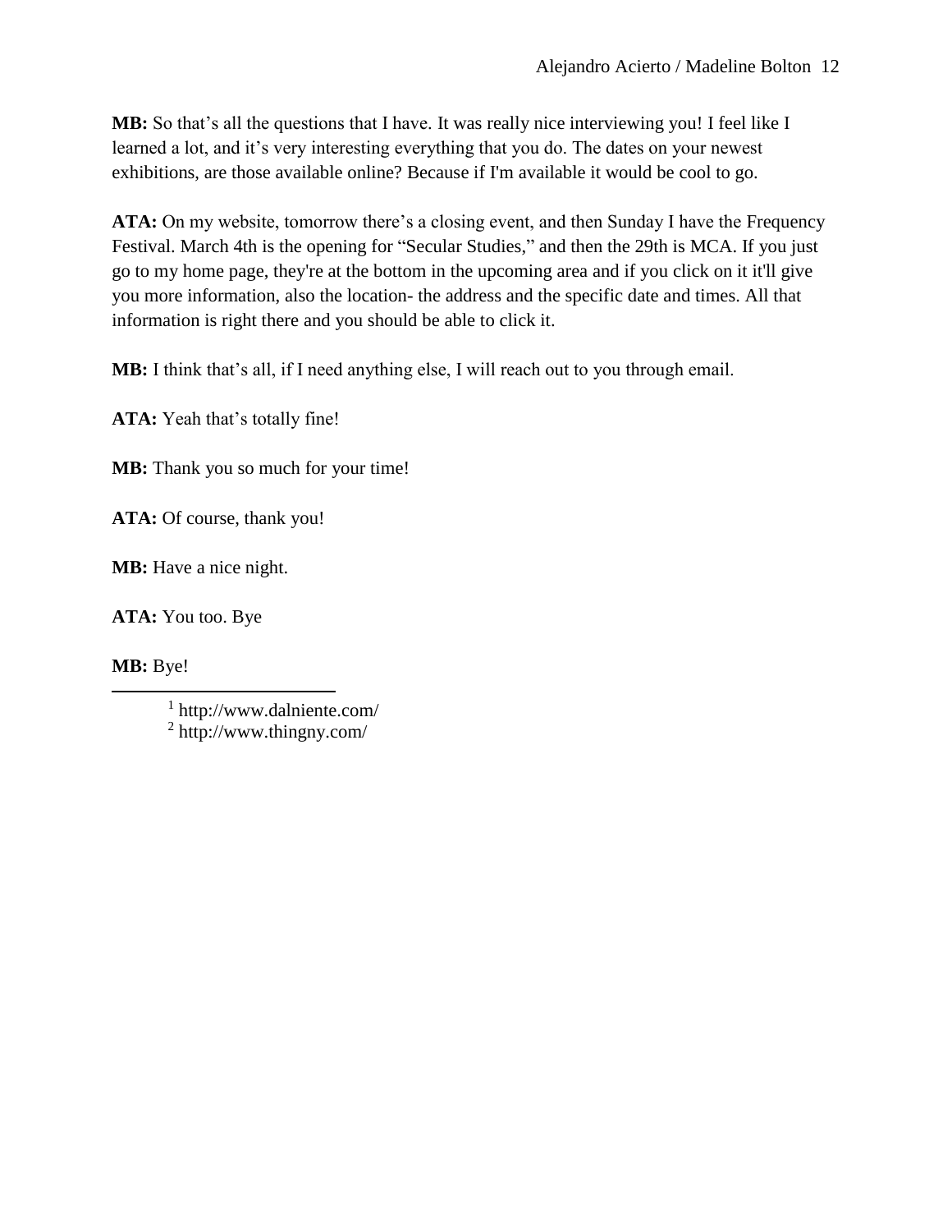**MB:** So that's all the questions that I have. It was really nice interviewing you! I feel like I learned a lot, and it's very interesting everything that you do. The dates on your newest exhibitions, are those available online? Because if I'm available it would be cool to go.

**ATA:** On my website, tomorrow there's a closing event, and then Sunday I have the Frequency Festival. March 4th is the opening for "Secular Studies," and then the 29th is MCA. If you just go to my home page, they're at the bottom in the upcoming area and if you click on it it'll give you more information, also the location- the address and the specific date and times. All that information is right there and you should be able to click it.

**MB:** I think that's all, if I need anything else, I will reach out to you through email.

**ATA:** Yeah that's totally fine!

**MB:** Thank you so much for your time!

**ATA:** Of course, thank you!

**MB:** Have a nice night.

**ATA:** You too. Bye

**MB:** Bye!

---

[1] http://www.dalniente.com/

[2] http://www.thingny.com/